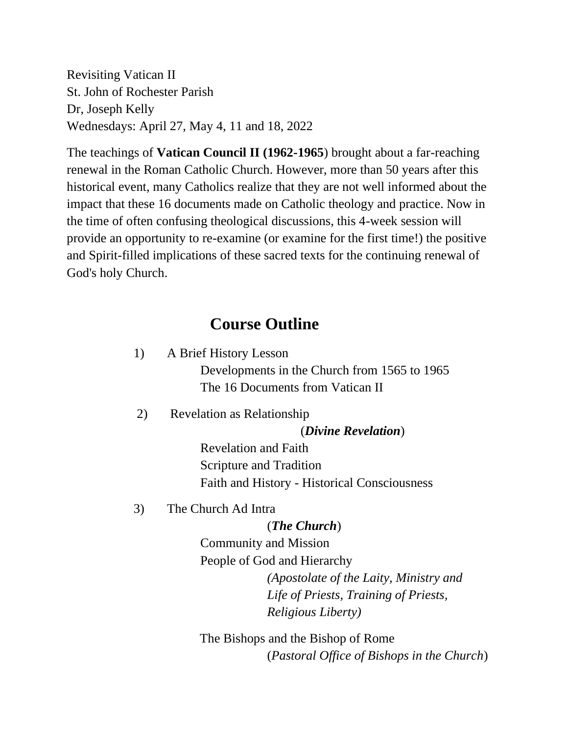Revisiting Vatican II
St. John of Rochester Parish
Dr, Joseph Kelly
Wednesdays: April 27, May 4, 11 and 18, 2022

The teachings of **Vatican Council II (1962-1965**) brought about a far-reaching renewal in the Roman Catholic Church. However, more than 50 years after this historical event, many Catholics realize that they are not well informed about the impact that these 16 documents made on Catholic theology and practice. Now in the time of often confusing theological discussions, this 4-week session will provide an opportunity to re-examine (or examine for the first time!) the positive and Spirit-filled implications of these sacred texts for the continuing renewal of God's holy Church.

## Course Outline

1) A Brief History Lesson
    - Developments in the Church from 1565 to 1965
    - The 16 Documents from Vatican II

2) Revelation as Relationship
    (***Divine Revelation***)
    - Revelation and Faith
    - Scripture and Tradition
    - Faith and History - Historical Consciousness

3) The Church Ad Intra
    (***The Church***)
    - Community and Mission
    - People of God and Hierarchy
        *(Apostolate of the Laity, Ministry and Life of Priests, Training of Priests, Religious Liberty)*
    - The Bishops and the Bishop of Rome
        (*Pastoral Office of Bishops in the Church*)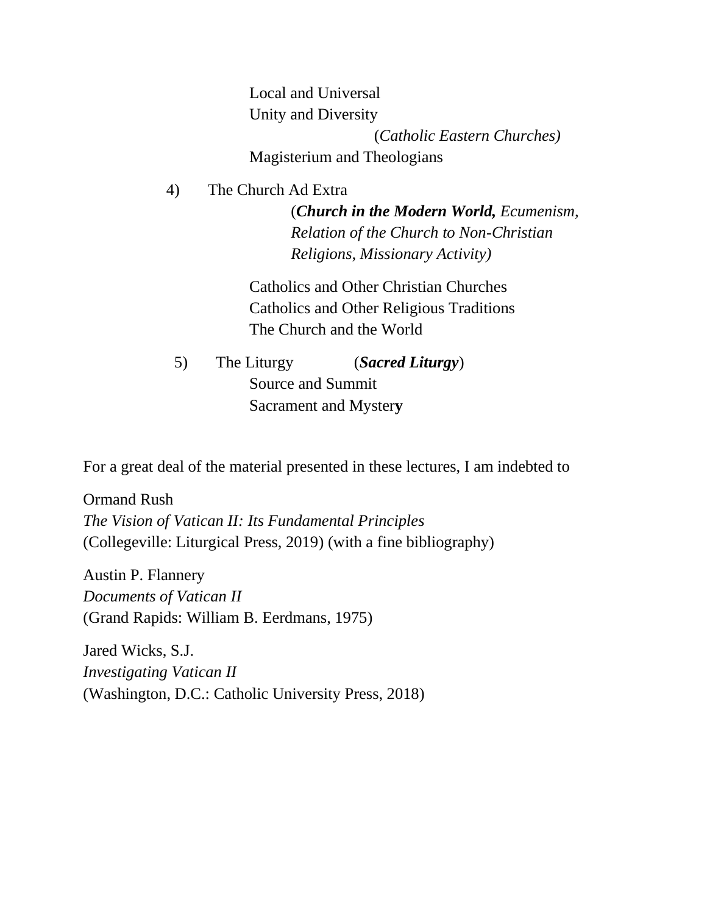Local and Universal
Unity and Diversity
(*Catholic Eastern Churches)*
Magisterium and Theologians

4) The Church Ad Extra
(***Church in the Modern World,*** *Ecumenism, Relation of the Church to Non-Christian Religions, Missionary Activity)*

Catholics and Other Christian Churches
Catholics and Other Religious Traditions
The Church and the World

5) The Liturgy (***Sacred Liturgy***)
Source and Summit
Sacrament and Mystery

For a great deal of the material presented in these lectures, I am indebted to

Ormand Rush
*The Vision of Vatican II: Its Fundamental Principles*
(Collegeville: Liturgical Press, 2019) (with a fine bibliography)

Austin P. Flannery
*Documents of Vatican II*
(Grand Rapids: William B. Eerdmans, 1975)

Jared Wicks, S.J.
*Investigating Vatican II*
(Washington, D.C.: Catholic University Press, 2018)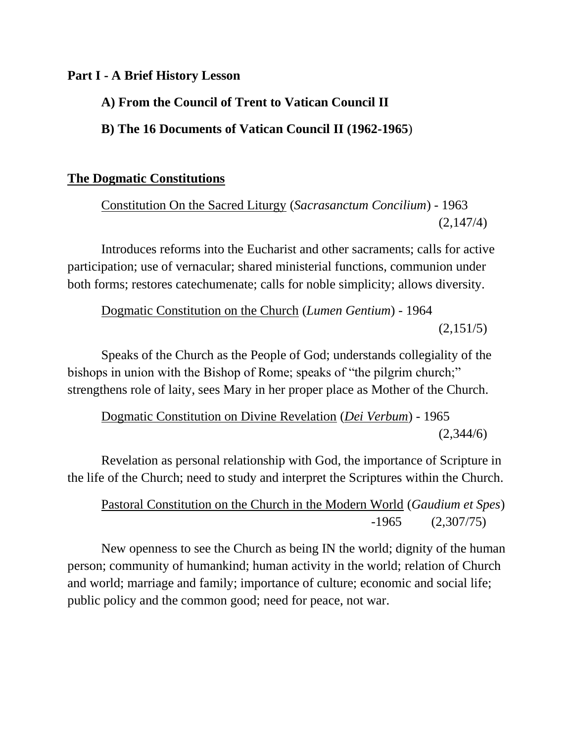**Part I - A Brief History Lesson**

**A) From the Council of Trent to Vatican Council II**

**B) The 16 Documents of Vatican Council II (1962-1965)**

## <u>The Dogmatic Constitutions</u>

<u>Constitution On the Sacred Liturgy</u> (*Sacrasanctum Concilium*) - 1963 (2,147/4)

Introduces reforms into the Eucharist and other sacraments; calls for active participation; use of vernacular; shared ministerial functions, communion under both forms; restores catechumenate; calls for noble simplicity; allows diversity.

<u>Dogmatic Constitution on the Church</u> (*Lumen Gentium*) - 1964 (2,151/5)

Speaks of the Church as the People of God; understands collegiality of the bishops in union with the Bishop of Rome; speaks of "the pilgrim church;" strengthens role of laity, sees Mary in her proper place as Mother of the Church.

<u>Dogmatic Constitution on Divine Revelation</u> (<u>*Dei Verbum*</u>) - 1965 (2,344/6)

Revelation as personal relationship with God, the importance of Scripture in the life of the Church; need to study and interpret the Scriptures within the Church.

<u>Pastoral Constitution on the Church in the Modern World</u> (*Gaudium et Spes*) -1965 (2,307/75)

New openness to see the Church as being IN the world; dignity of the human person; community of humankind; human activity in the world; relation of Church and world; marriage and family; importance of culture; economic and social life; public policy and the common good; need for peace, not war.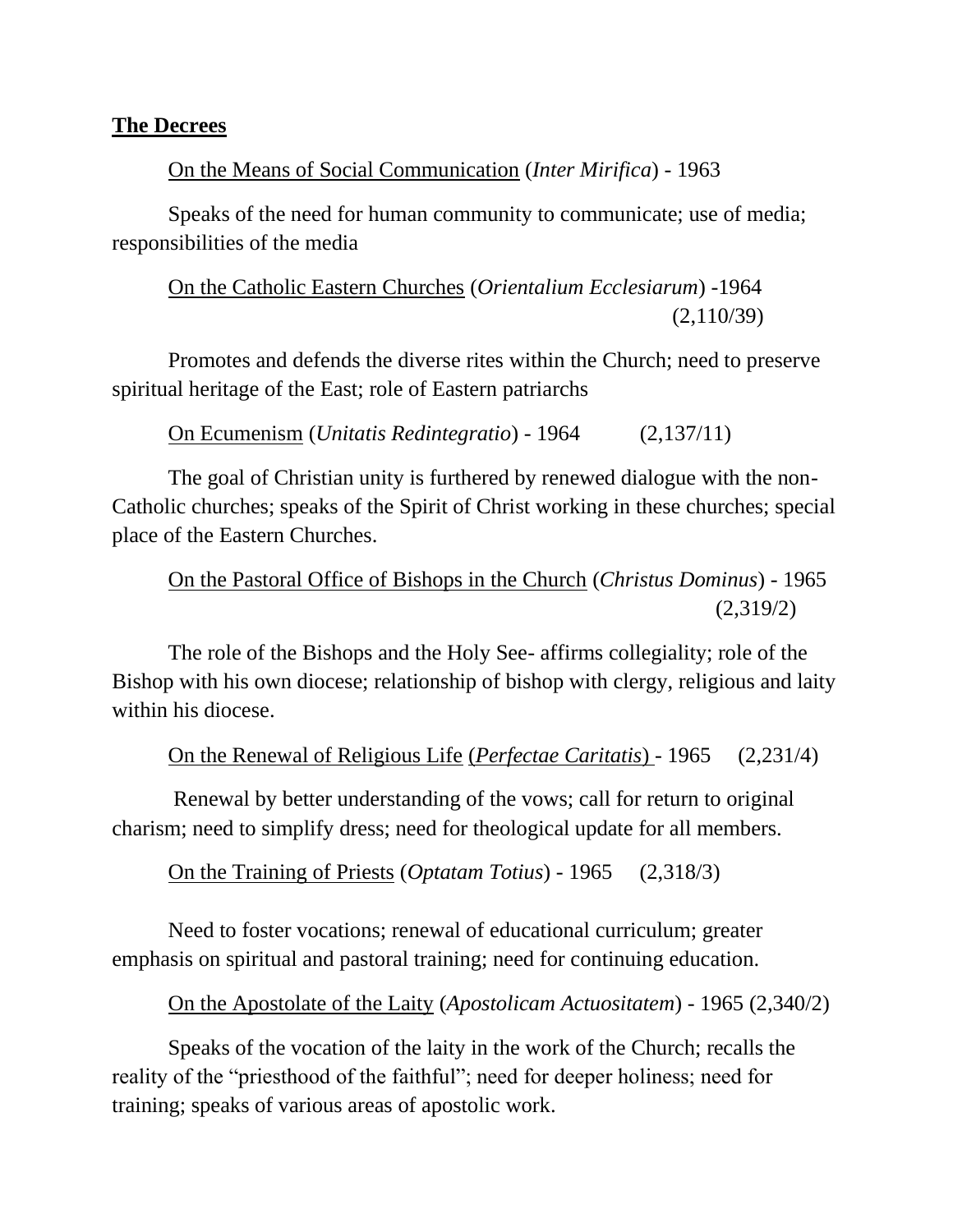**The Decrees**

On the Means of Social Communication (*Inter Mirifica*) - 1963

Speaks of the need for human community to communicate; use of media; responsibilities of the media

On the Catholic Eastern Churches (*Orientalium Ecclesiarum*) -1964 (2,110/39)

Promotes and defends the diverse rites within the Church; need to preserve spiritual heritage of the East; role of Eastern patriarchs

On Ecumenism (*Unitatis Redintegratio*) - 1964 (2,137/11)

The goal of Christian unity is furthered by renewed dialogue with the non-Catholic churches; speaks of the Spirit of Christ working in these churches; special place of the Eastern Churches.

On the Pastoral Office of Bishops in the Church (*Christus Dominus*) - 1965 (2,319/2)

The role of the Bishops and the Holy See- affirms collegiality; role of the Bishop with his own diocese; relationship of bishop with clergy, religious and laity within his diocese.

On the Renewal of Religious Life (*Perfectae Caritatis*) - 1965 (2,231/4)

Renewal by better understanding of the vows; call for return to original charism; need to simplify dress; need for theological update for all members.

On the Training of Priests (*Optatam Totius*) - 1965 (2,318/3)

Need to foster vocations; renewal of educational curriculum; greater emphasis on spiritual and pastoral training; need for continuing education.

On the Apostolate of the Laity (*Apostolicam Actuositatem*) - 1965 (2,340/2)

Speaks of the vocation of the laity in the work of the Church; recalls the reality of the "priesthood of the faithful"; need for deeper holiness; need for training; speaks of various areas of apostolic work.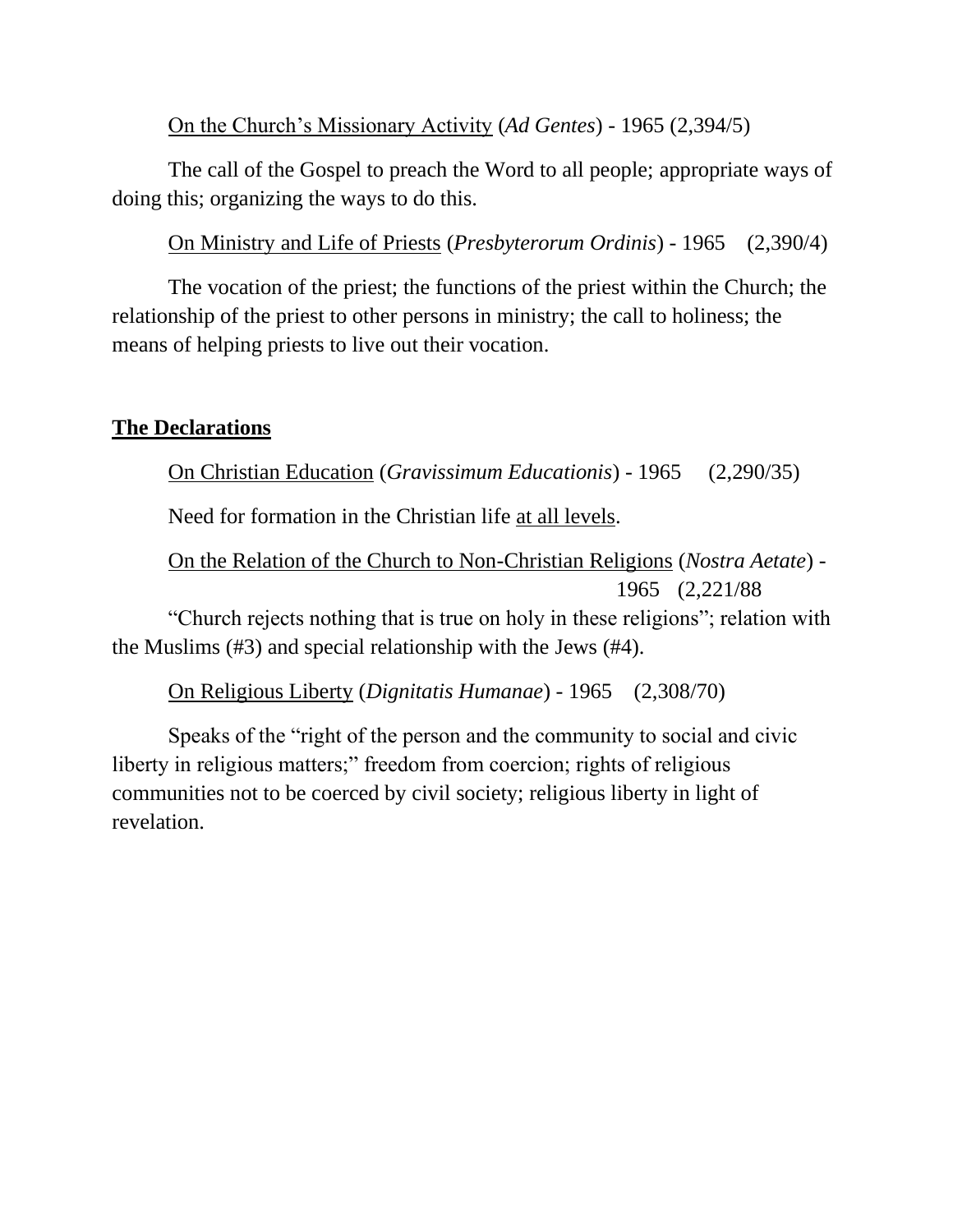On the Church's Missionary Activity (*Ad Gentes*) - 1965 (2,394/5)

The call of the Gospel to preach the Word to all people; appropriate ways of doing this; organizing the ways to do this.

On Ministry and Life of Priests (*Presbyterorum Ordinis*) - 1965 (2,390/4)

The vocation of the priest; the functions of the priest within the Church; the relationship of the priest to other persons in ministry; the call to holiness; the means of helping priests to live out their vocation.

**The Declarations**

On Christian Education (*Gravissimum Educationis*) - 1965 (2,290/35)

Need for formation in the Christian life at all levels.

On the Relation of the Church to Non-Christian Religions (*Nostra Aetate*) - 1965 (2,221/88

"Church rejects nothing that is true on holy in these religions"; relation with the Muslims (#3) and special relationship with the Jews (#4).

On Religious Liberty (*Dignitatis Humanae*) - 1965 (2,308/70)

Speaks of the "right of the person and the community to social and civic liberty in religious matters;" freedom from coercion; rights of religious communities not to be coerced by civil society; religious liberty in light of revelation.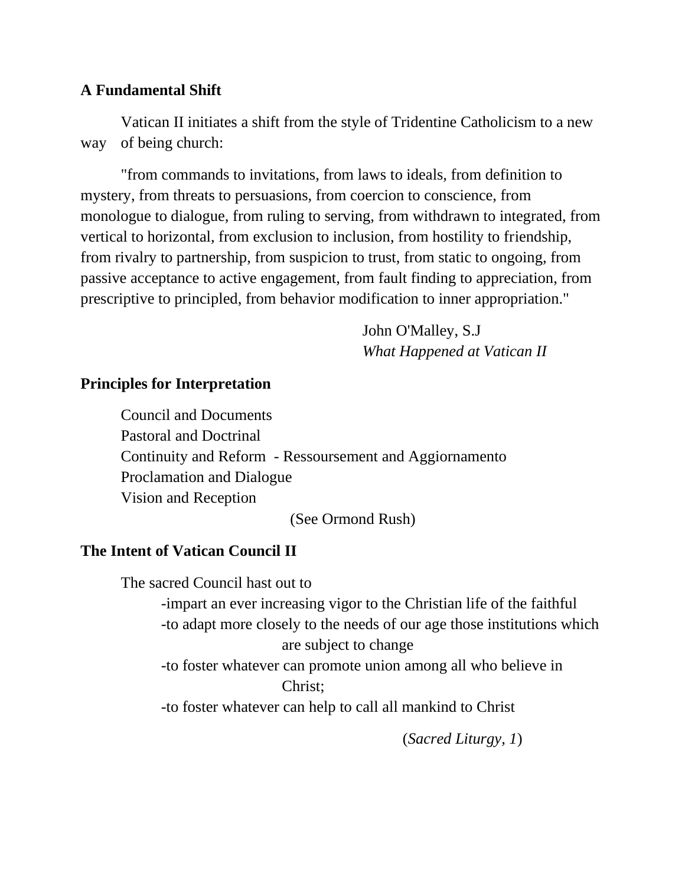**A Fundamental Shift**

Vatican II initiates a shift from the style of Tridentine Catholicism to a new way of being church:

"from commands to invitations, from laws to ideals, from definition to mystery, from threats to persuasions, from coercion to conscience, from monologue to dialogue, from ruling to serving, from withdrawn to integrated, from vertical to horizontal, from exclusion to inclusion, from hostility to friendship, from rivalry to partnership, from suspicion to trust, from static to ongoing, from passive acceptance to active engagement, from fault finding to appreciation, from prescriptive to principled, from behavior modification to inner appropriation."

John O'Malley, S.J
*What Happened at Vatican II*

**Principles for Interpretation**

Council and Documents
Pastoral and Doctrinal
Continuity and Reform - Ressoursement and Aggiornamento
Proclamation and Dialogue
Vision and Reception

(See Ormond Rush)

**The Intent of Vatican Council II**

The sacred Council hast out to

- -impart an ever increasing vigor to the Christian life of the faithful
- -to adapt more closely to the needs of our age those institutions which are subject to change
- -to foster whatever can promote union among all who believe in Christ;
- -to foster whatever can help to call all mankind to Christ

(*Sacred Liturgy, 1*)